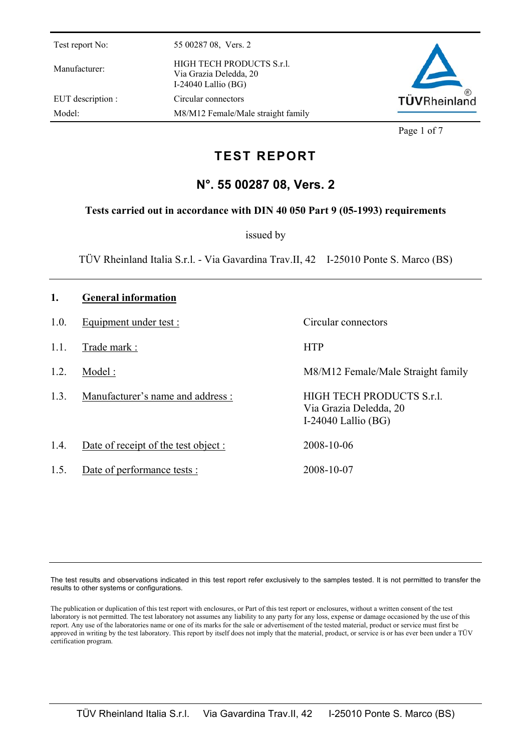| Test report No: | 55 00287 08, Vers. 2 |
| --- | --- |
| Manufacturer: | HIGH TECH PRODUCTS S.r.l.<br>Via Grazia Deledda, 20<br>I-24040 Lallio (BG) |
| EUT description : | Circular connectors |
| Model: | M8/M12 Female/Male straight family |

# TEST REPORT

## N°. 55 00287 08, Vers. 2

**Tests carried out in accordance with DIN 40 050 Part 9 (05-1993) requirements**

issued by

TÜV Rheinland Italia S.r.l. - Via Gavardina Trav.II, 42 I-25010 Ponte S. Marco (BS)

## 1. General information

| | | |
| --- | --- | --- |
| 1.0. | Equipment under test : | Circular connectors |
| 1.1. | Trade mark : | HTP |
| 1.2. | Model : | M8/M12 Female/Male Straight family |
| 1.3. | Manufacturer's name and address : | HIGH TECH PRODUCTS S.r.l.<br>Via Grazia Deledda, 20<br>I-24040 Lallio (BG) |
| 1.4. | Date of receipt of the test object : | 2008-10-06 |
| 1.5. | Date of performance tests : | 2008-10-07 |

The test results and observations indicated in this test report refer exclusively to the samples tested. It is not permitted to transfer the results to other systems or configurations.

The publication or duplication of this test report with enclosures, or Part of this test report or enclosures, without a written consent of the test laboratory is not permitted. The test laboratory not assumes any liability to any party for any loss, expense or damage occasioned by the use of this report. Any use of the laboratories name or one of its marks for the sale or advertisement of the tested material, product or service must first be approved in writing by the test laboratory. This report by itself does not imply that the material, product, or service is or has ever been under a TÜV certification program.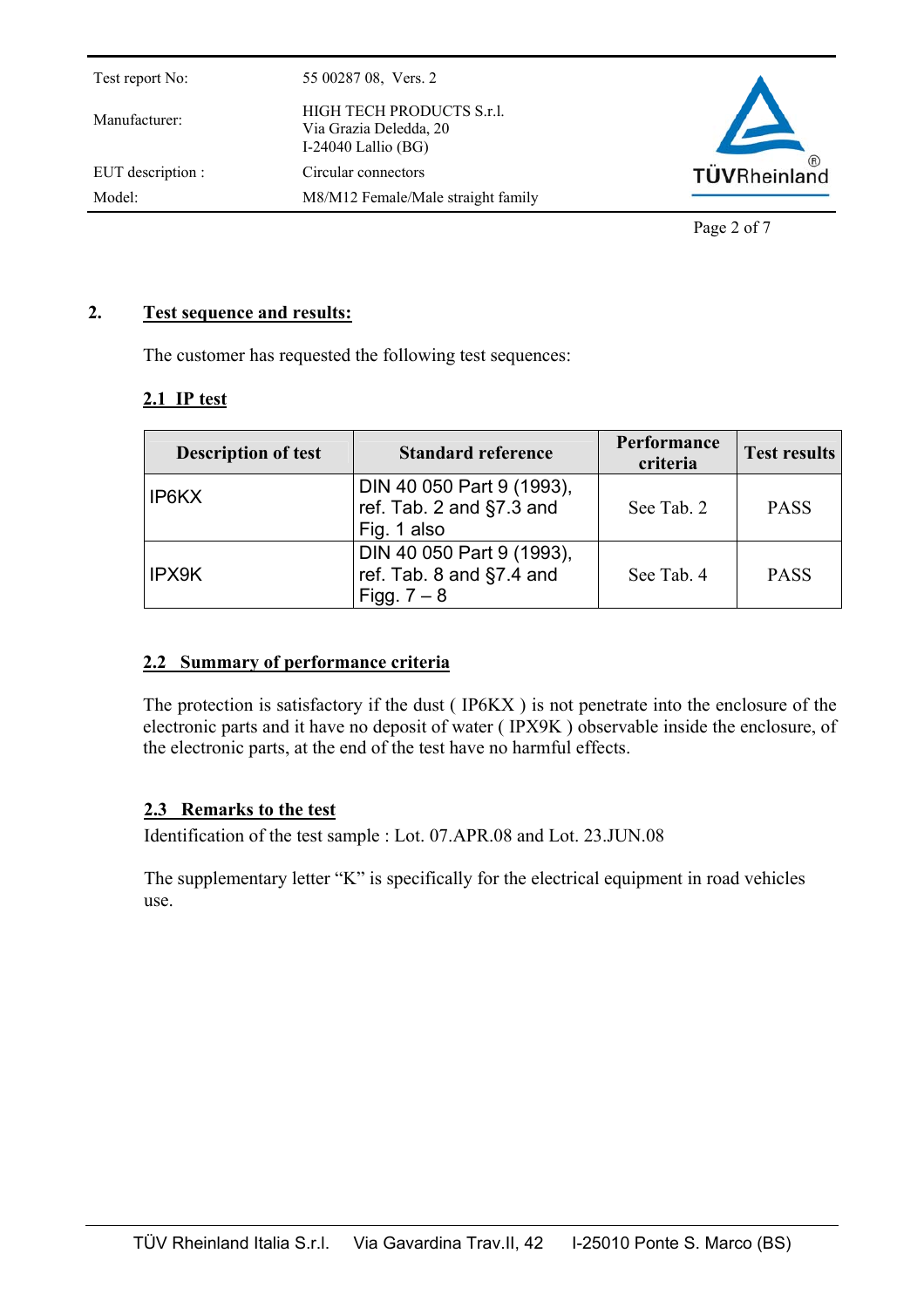## 2. Test sequence and results:

The customer has requested the following test sequences:

### 2.1 IP test

| Description of test | Standard reference | Performance criteria | Test results |
|---|---|---|---|
| IP6KX | DIN 40 050 Part 9 (1993), ref. Tab. 2 and §7.3 and Fig. 1 also | See Tab. 2 | PASS |
| IPX9K | DIN 40 050 Part 9 (1993), ref. Tab. 8 and §7.4 and Figg. 7 – 8 | See Tab. 4 | PASS |

### 2.2 Summary of performance criteria

The protection is satisfactory if the dust ( IP6KX ) is not penetrate into the enclosure of the electronic parts and it have no deposit of water ( IPX9K ) observable inside the enclosure, of the electronic parts, at the end of the test have no harmful effects.

### 2.3 Remarks to the test

Identification of the test sample : Lot. 07.APR.08 and Lot. 23.JUN.08

The supplementary letter "K" is specifically for the electrical equipment in road vehicles use.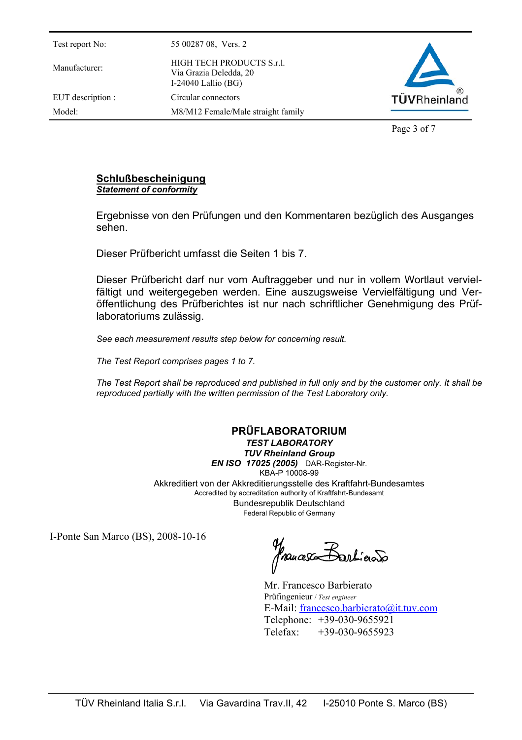| | |
|---|---|
| Test report No: | 55 00287 08, Vers. 2 |
| Manufacturer: | HIGH TECH PRODUCTS S.r.l.<br>Via Grazia Deledda, 20<br>I-24040 Lallio (BG) |
| EUT description : | Circular connectors |
| Model: | M8/M12 Female/Male straight family |

## Schlußbescheinigung

***Statement of conformity***

Ergebnisse von den Prüfungen und den Kommentaren bezüglich des Ausganges sehen.

Dieser Prüfbericht umfasst die Seiten 1 bis 7.

Dieser Prüfbericht darf nur vom Auftraggeber und nur in vollem Wortlaut vervielfältigt und weitergegeben werden. Eine auszugsweise Vervielfältigung und Veröffentlichung des Prüfberichtes ist nur nach schriftlicher Genehmigung des Prüflaboratoriums zulässig.

*See each measurement results step below for concerning result.*

*The Test Report comprises pages 1 to 7.*

*The Test Report shall be reproduced and published in full only and by the customer only. It shall be reproduced partially with the written permission of the Test Laboratory only.*

**PRÜFLABORATORIUM**
***TEST LABORATORY***
***TUV Rheinland Group***
***EN ISO 17025 (2005)*** DAR-Register-Nr.
KBA-P 10008-99
Akkreditiert von der Akkreditierungsstelle des Kraftfahrt-Bundesamtes
Accredited by accreditation authority of Kraftfahrt-Bundesamt
Bundesrepublik Deutschland
Federal Republic of Germany

I-Ponte San Marco (BS), 2008-10-16

Mr. Francesco Barbierato
Prüfingenieur / *Test engineer*
E-Mail: francesco.barbierato@it.tuv.com
Telephone: +39-030-9655921
Telefax: +39-030-9655923

TÜV Rheinland Italia S.r.l. Via Gavardina Trav.II, 42 I-25010 Ponte S. Marco (BS)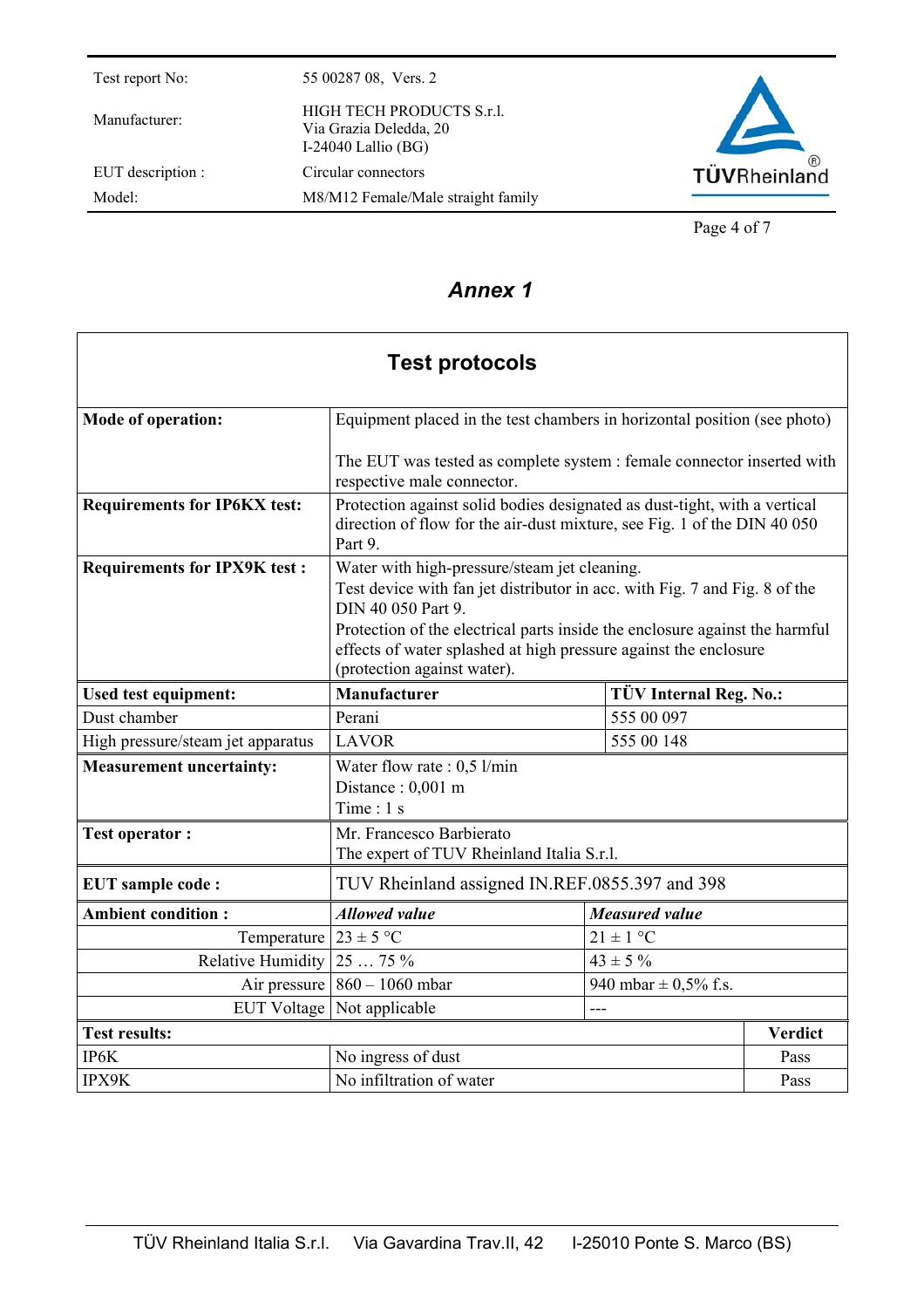## Annex 1

| Test protocols | | | |
|---|---|---|---|
| **Mode of operation:** | Equipment placed in the test chambers in horizontal position (see photo)<br><br>The EUT was tested as complete system : female connector inserted with respective male connector. | | |
| **Requirements for IP6KX test:** | Protection against solid bodies designated as dust-tight, with a vertical direction of flow for the air-dust mixture, see Fig. 1 of the DIN 40 050 Part 9. | | |
| **Requirements for IPX9K test :** | Water with high-pressure/steam jet cleaning.<br>Test device with fan jet distributor in acc. with Fig. 7 and Fig. 8 of the DIN 40 050 Part 9.<br>Protection of the electrical parts inside the enclosure against the harmful effects of water splashed at high pressure against the enclosure (protection against water). | | |
| **Used test equipment:** | **Manufacturer** | **TÜV Internal Reg. No.:** | |
| Dust chamber | Perani | 555 00 097 | |
| High pressure/steam jet apparatus | LAVOR | 555 00 148 | |
| **Measurement uncertainty:** | Water flow rate : 0,5 l/min<br>Distance : 0,001 m<br>Time : 1 s | | |
| **Test operator :** | Mr. Francesco Barbierato<br>The expert of TUV Rheinland Italia S.r.l. | | |
| **EUT sample code :** | TUV Rheinland assigned IN.REF.0855.397 and 398 | | |
| **Ambient condition :** | ***Allowed value*** | ***Measured value*** | |
| Temperature | 23 ± 5 °C | 21 ± 1 °C | |
| Relative Humidity | 25 … 75 % | 43 ± 5 % | |
| Air pressure | 860 – 1060 mbar | 940 mbar ± 0,5% f.s. | |
| EUT Voltage | Not applicable | --- | |
| **Test results:** | | | **Verdict** |
| IP6K | No ingress of dust | | Pass |
| IPX9K | No infiltration of water | | Pass |

TÜV Rheinland Italia S.r.l. Via Gavardina Trav.II, 42 I-25010 Ponte S. Marco (BS)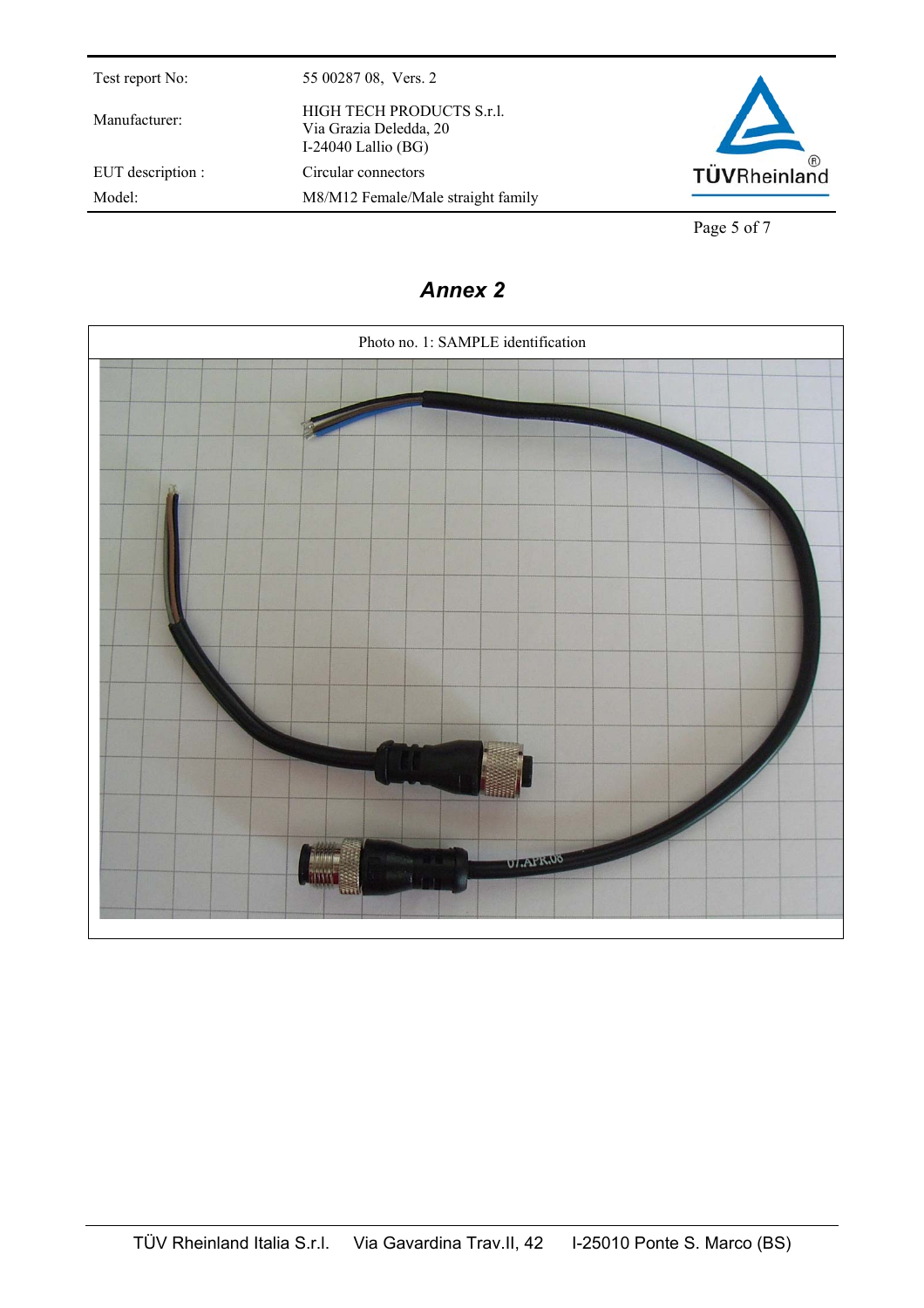## *Annex 2*

| Photo no. 1: SAMPLE identification |
| --- |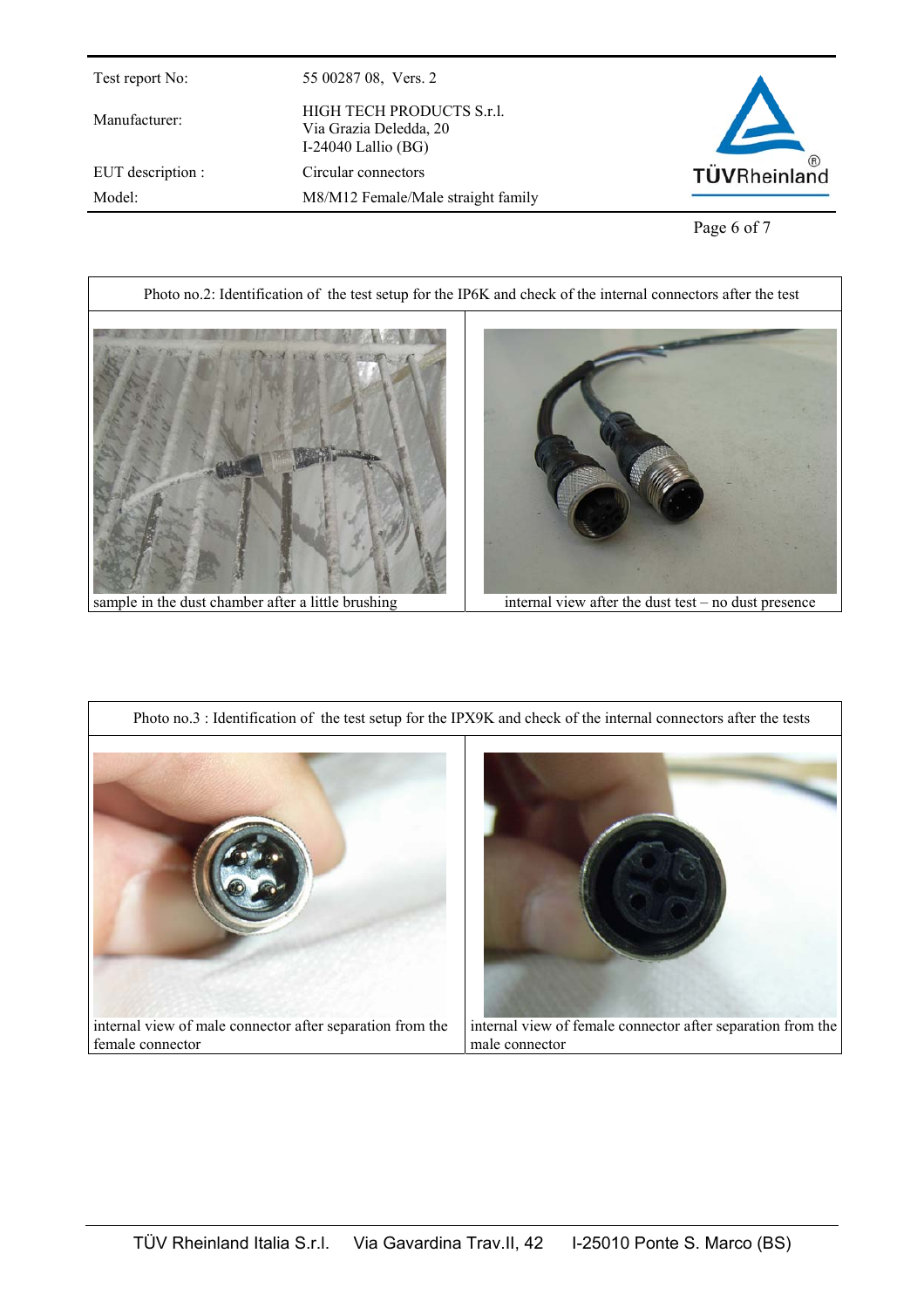| Photo no.2: Identification of the test setup for the IP6K and check of the internal connectors after the test | |
|---|---|
| sample in the dust chamber after a little brushing | internal view after the dust test – no dust presence |

| Photo no.3 : Identification of the test setup for the IPX9K and check of the internal connectors after the tests | |
|---|---|
| internal view of male connector after separation from the female connector | internal view of female connector after separation from the male connector |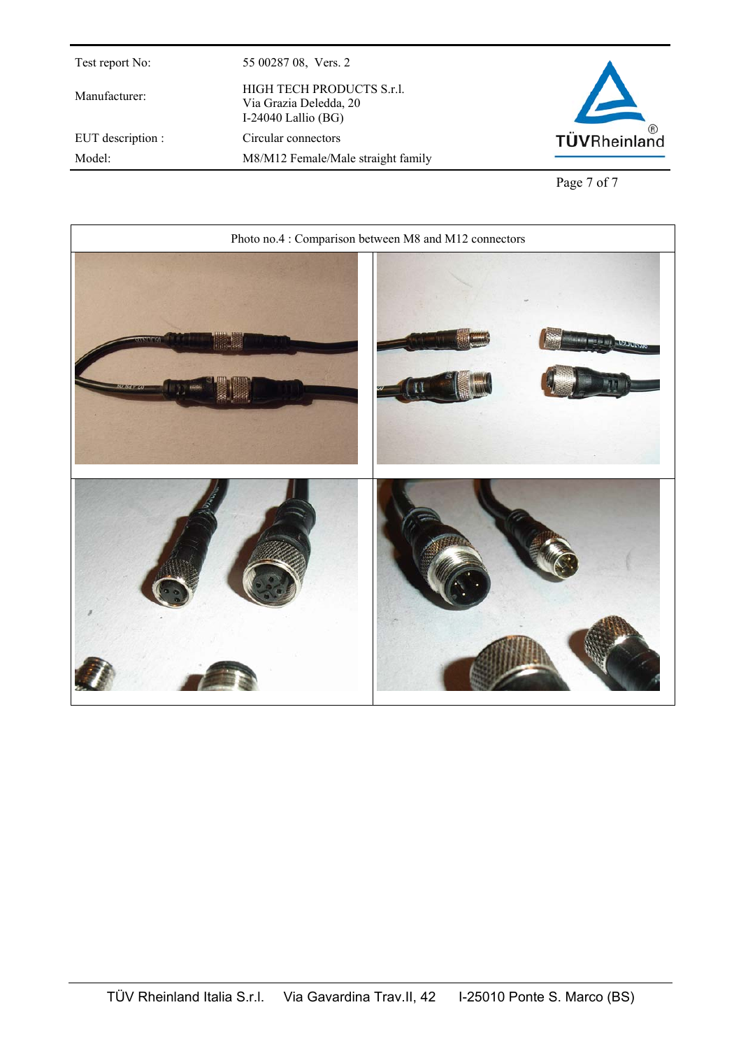Photo no.4 : Comparison between M8 and M12 connectors